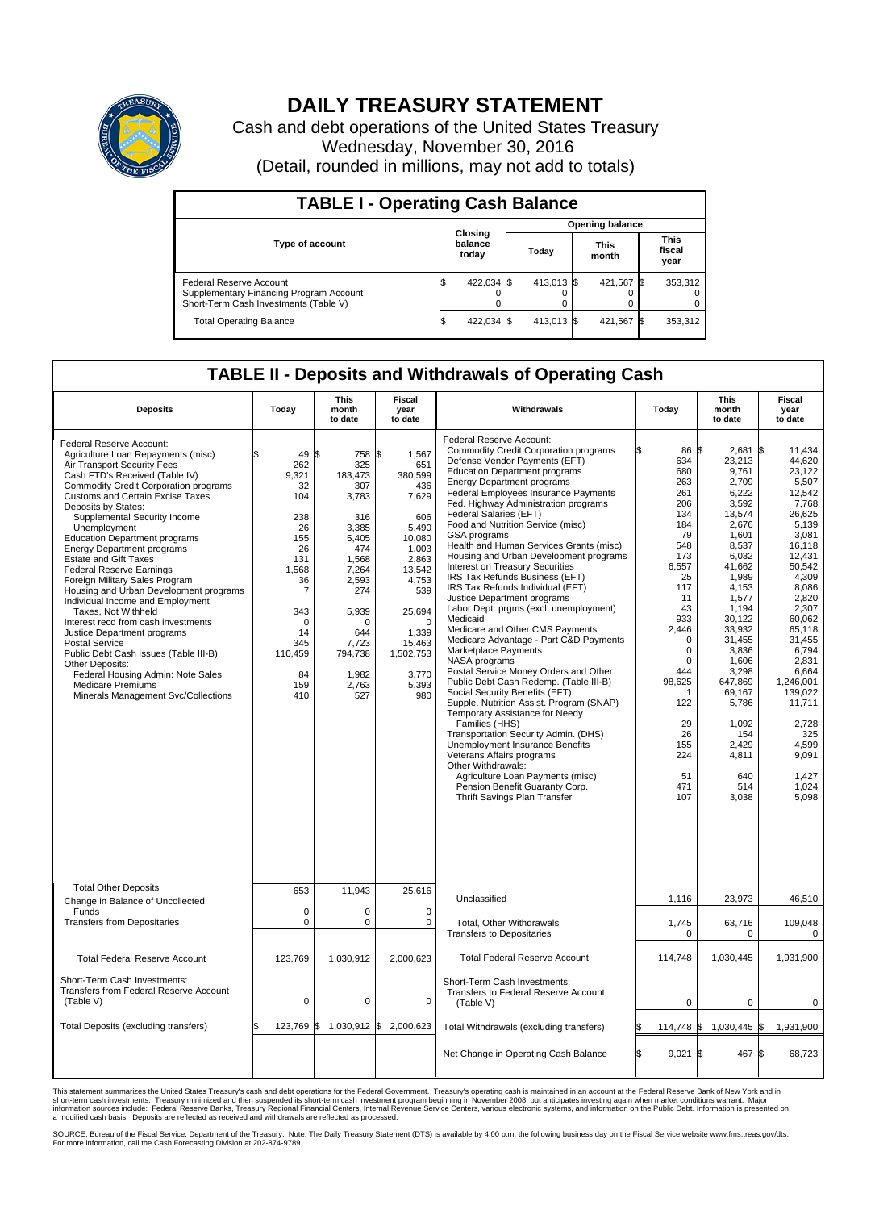# DAILY TREASURY STATEMENT

Cash and debt operations of the United States Treasury

Wednesday, November 30, 2016

(Detail, rounded in millions, may not add to totals)

## TABLE I - Operating Cash Balance

| Type of account | Closing balance today | Opening balance Today | Opening balance This month | Opening balance This fiscal year |
|---|---|---|---|---|
| Federal Reserve Account | $ 422,034 | $ 413,013 | $ 421,567 | $ 353,312 |
| Supplementary Financing Program Account | 0 | 0 | 0 | 0 |
| Short-Term Cash Investments (Table V) | 0 | 0 | 0 | 0 |
| Total Operating Balance | $ 422,034 | $ 413,013 | $ 421,567 | $ 353,312 |

## TABLE II - Deposits and Withdrawals of Operating Cash

| Deposits | Today | This month to date | Fiscal year to date |
|---|---|---|---|
| Federal Reserve Account: | | | |
| Agriculture Loan Repayments (misc) | $ 49 | $ 758 | $ 1,567 |
| Air Transport Security Fees | 262 | 325 | 651 |
| Cash FTD's Received (Table IV) | 9,321 | 183,473 | 380,599 |
| Commodity Credit Corporation programs | 32 | 307 | 436 |
| Customs and Certain Excise Taxes | 104 | 3,783 | 7,629 |
| Deposits by States: | | | |
| Supplemental Security Income | 238 | 316 | 606 |
| Unemployment | 26 | 3,385 | 5,490 |
| Education Department programs | 155 | 5,405 | 10,080 |
| Energy Department programs | 26 | 474 | 1,003 |
| Estate and Gift Taxes | 131 | 1,568 | 2,863 |
| Federal Reserve Earnings | 1,568 | 7,264 | 13,542 |
| Foreign Military Sales Program | 36 | 2,593 | 4,753 |
| Housing and Urban Development programs | 7 | 274 | 539 |
| Individual Income and Employment Taxes, Not Withheld | 343 | 5,939 | 25,694 |
| Interest recd from cash investments | 0 | 0 | 0 |
| Justice Department programs | 14 | 644 | 1,339 |
| Postal Service | 345 | 7,723 | 15,463 |
| Public Debt Cash Issues (Table III-B) | 110,459 | 794,738 | 1,502,753 |
| Other Deposits: | | | |
| Federal Housing Admin: Note Sales | 84 | 1,982 | 3,770 |
| Medicare Premiums | 159 | 2,763 | 5,393 |
| Minerals Management Svc/Collections | 410 | 527 | 980 |
| Total Other Deposits | 653 | 11,943 | 25,616 |
| Change in Balance of Uncollected Funds | 0 | 0 | 0 |
| Transfers from Depositaries | 0 | 0 | 0 |
| Total Federal Reserve Account | 123,769 | 1,030,912 | 2,000,623 |
| Short-Term Cash Investments: Transfers from Federal Reserve Account (Table V) | 0 | 0 | 0 |
| Total Deposits (excluding transfers) | $ 123,769 | $ 1,030,912 | $ 2,000,623 |

| Withdrawals | Today | This month to date | Fiscal year to date |
|---|---|---|---|
| Federal Reserve Account: | | | |
| Commodity Credit Corporation programs | $ 86 | $ 2,681 | $ 11,434 |
| Defense Vendor Payments (EFT) | 634 | 23,213 | 44,620 |
| Education Department programs | 680 | 9,761 | 23,122 |
| Energy Department programs | 263 | 2,709 | 5,507 |
| Federal Employees Insurance Payments | 261 | 6,222 | 12,542 |
| Fed. Highway Administration programs | 206 | 3,592 | 7,768 |
| Federal Salaries (EFT) | 134 | 13,574 | 26,625 |
| Food and Nutrition Service (misc) | 184 | 2,676 | 5,139 |
| GSA programs | 79 | 1,601 | 3,081 |
| Health and Human Services Grants (misc) | 548 | 8,537 | 16,118 |
| Housing and Urban Development programs | 173 | 6,032 | 12,431 |
| Interest on Treasury Securities | 6,557 | 41,662 | 50,542 |
| IRS Tax Refunds Business (EFT) | 25 | 1,989 | 4,309 |
| IRS Tax Refunds Individual (EFT) | 117 | 4,153 | 8,086 |
| Justice Department programs | 11 | 1,577 | 2,820 |
| Labor Dept. prgms (excl. unemployment) | 43 | 1,194 | 2,307 |
| Medicaid | 933 | 30,122 | 60,062 |
| Medicare and Other CMS Payments | 2,446 | 33,932 | 65,118 |
| Medicare Advantage - Part C&D Payments | 0 | 31,455 | 31,455 |
| Marketplace Payments | 0 | 3,836 | 6,794 |
| NASA programs | 0 | 1,606 | 2,831 |
| Postal Service Money Orders and Other | 444 | 3,298 | 6,664 |
| Public Debt Cash Redemp. (Table III-B) | 98,625 | 647,869 | 1,246,001 |
| Social Security Benefits (EFT) | 1 | 69,167 | 139,022 |
| Supple. Nutrition Assist. Program (SNAP) | 122 | 5,786 | 11,711 |
| Temporary Assistance for Needy Families (HHS) | 29 | 1,092 | 2,728 |
| Transportation Security Admin. (DHS) | 26 | 154 | 325 |
| Unemployment Insurance Benefits | 155 | 2,429 | 4,599 |
| Veterans Affairs programs | 224 | 4,811 | 9,091 |
| Other Withdrawals: | | | |
| Agriculture Loan Payments (misc) | 51 | 640 | 1,427 |
| Pension Benefit Guaranty Corp. | 471 | 514 | 1,024 |
| Thrift Savings Plan Transfer | 107 | 3,038 | 5,098 |
| Unclassified | 1,116 | 23,973 | 46,510 |
| Total, Other Withdrawals | 1,745 | 63,716 | 109,048 |
| Transfers to Depositaries | 0 | 0 | 0 |
| Total Federal Reserve Account | 114,748 | 1,030,445 | 1,931,900 |
| Short-Term Cash Investments: Transfers to Federal Reserve Account (Table V) | 0 | 0 | 0 |
| Total Withdrawals (excluding transfers) | $ 114,748 | $ 1,030,445 | $ 1,931,900 |
| Net Change in Operating Cash Balance | $ 9,021 | $ 467 | $ 68,723 |

This statement summarizes the United States Treasury's cash and debt operations for the Federal Government. Treasury's operating cash is maintained in an account at the Federal Reserve Bank of New York and in short-term cash investments. Treasury minimized and then suspended its short-term cash investment program beginning in November 2008, but anticipates investing again when market conditions warrant. Major information sources include: Federal Reserve Banks, Treasury Regional Financial Centers, Internal Revenue Service Centers, various electronic systems, and information on the Public Debt. Information is presented on a modified cash basis. Deposits are reflected as received and withdrawals are reflected as processed.

SOURCE: Bureau of the Fiscal Service, Department of the Treasury. Note: The Daily Treasury Statement (DTS) is available by 4:00 p.m. the following business day on the Fiscal Service website www.fms.treas.gov/dts. For more information, call the Cash Forecasting Division at 202-874-9789.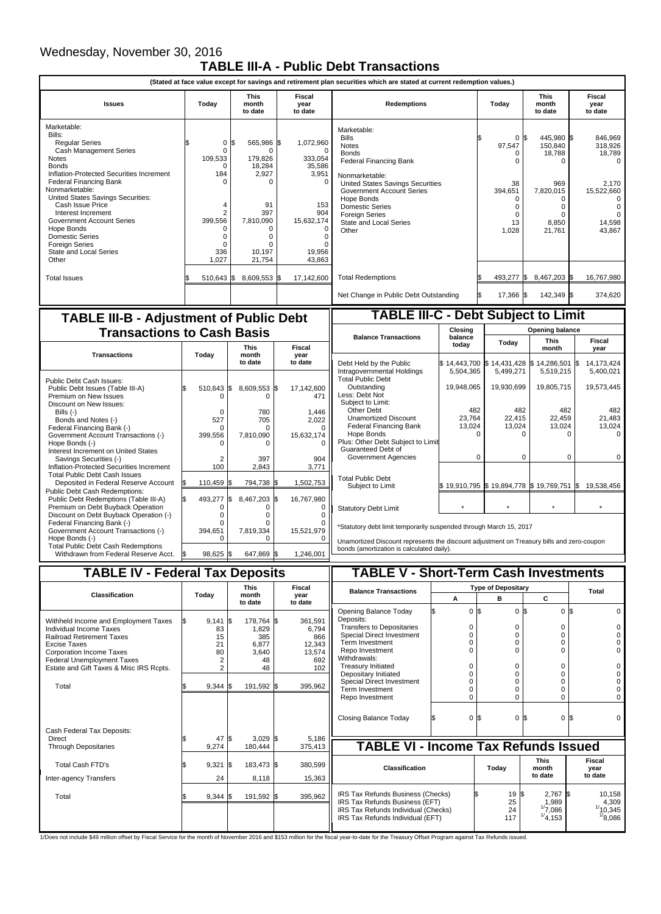Wednesday, November 30, 2016

# TABLE III-A - Public Debt Transactions

(Stated at face value except for savings and retirement plan securities which are stated at current redemption values.)

| Issues | Today | This month to date | Fiscal year to date |
|---|---|---|---|
| Marketable: | | | |
| Bills: | | | |
| Regular Series | $ 0 | $ 565,986 | $ 1,072,960 |
| Cash Management Series | 0 | 0 | 0 |
| Notes | 109,533 | 179,826 | 333,054 |
| Bonds | 0 | 18,284 | 35,586 |
| Inflation-Protected Securities Increment | 184 | 2,927 | 3,951 |
| Federal Financing Bank | 0 | 0 | 0 |
| Nonmarketable: | | | |
| United States Savings Securities: | | | |
| Cash Issue Price | 4 | 91 | 153 |
| Interest Increment | 2 | 397 | 904 |
| Government Account Series | 399,556 | 7,810,090 | 15,632,174 |
| Hope Bonds | 0 | 0 | 0 |
| Domestic Series | 0 | 0 | 0 |
| Foreign Series | 0 | 0 | 0 |
| State and Local Series | 336 | 10,197 | 19,956 |
| Other | 1,027 | 21,754 | 43,863 |
| Total Issues | $ 510,643 | $ 8,609,553 | $ 17,142,600 |

| Redemptions | Today | This month to date | Fiscal year to date |
|---|---|---|---|
| Marketable: | | | |
| Bills | $ 0 | $ 445,980 | $ 846,969 |
| Notes | 97,547 | 150,840 | 318,926 |
| Bonds | 0 | 18,788 | 18,789 |
| Federal Financing Bank | 0 | 0 | 0 |
| Nonmarketable: | | | |
| United States Savings Securities | 38 | 969 | 2,170 |
| Government Account Series | 394,651 | 7,820,015 | 15,522,660 |
| Hope Bonds | 0 | 0 | 0 |
| Domestic Series | 0 | 0 | 0 |
| Foreign Series | 0 | 0 | 0 |
| State and Local Series | 13 | 8,850 | 14,598 |
| Other | 1,028 | 21,761 | 43,867 |
| Total Redemptions | $ 493,277 | $ 8,467,203 | $ 16,767,980 |
| Net Change in Public Debt Outstanding | $ 17,366 | $ 142,349 | $ 374,620 |

# TABLE III-B - Adjustment of Public Debt Transactions to Cash Basis

| Transactions | Today | This month to date | Fiscal year to date |
|---|---|---|---|
| Public Debt Cash Issues: | | | |
| Public Debt Issues (Table III-A) | $ 510,643 | $ 8,609,553 | $ 17,142,600 |
| Premium on New Issues | 0 | 0 | 471 |
| Discount on New Issues: | | | |
| Bills (-) | 0 | 780 | 1,446 |
| Bonds and Notes (-) | 527 | 705 | 2,022 |
| Federal Financing Bank (-) | 0 | 0 | 0 |
| Government Account Transactions (-) | 399,556 | 7,810,090 | 15,632,174 |
| Hope Bonds (-) | 0 | 0 | 0 |
| Interest Increment on United States Savings Securities (-) | 2 | 397 | 904 |
| Inflation-Protected Securities Increment | 100 | 2,843 | 3,771 |
| Total Public Debt Cash Issues Deposited in Federal Reserve Account | $ 110,459 | $ 794,738 | $ 1,502,753 |
| Public Debt Cash Redemptions: | | | |
| Public Debt Redemptions (Table III-A) | $ 493,277 | $ 8,467,203 | $ 16,767,980 |
| Premium on Debt Buyback Operation | 0 | 0 | 0 |
| Discount on Debt Buyback Operation (-) | 0 | 0 | 0 |
| Federal Financing Bank (-) | 0 | 0 | 0 |
| Government Account Transactions (-) | 394,651 | 7,819,334 | 15,521,979 |
| Hope Bonds (-) | 0 | 0 | 0 |
| Total Public Debt Cash Redemptions Withdrawn from Federal Reserve Acct. | $ 98,625 | $ 647,869 | $ 1,246,001 |

# TABLE III-C - Debt Subject to Limit

| Balance Transactions | Closing balance today | Opening balance Today | Opening balance This month | Opening balance Fiscal year |
|---|---|---|---|---|
| Debt Held by the Public | $ 14,443,700 | $ 14,431,428 | $ 14,286,501 | $ 14,173,424 |
| Intragovernmental Holdings | 5,504,365 | 5,499,271 | 5,519,215 | 5,400,021 |
| Total Public Debt Outstanding | 19,948,065 | 19,930,699 | 19,805,715 | 19,573,445 |
| Less: Debt Not Subject to Limit: | | | | |
| Other Debt | 482 | 482 | 482 | 482 |
| Unamortized Discount | 23,764 | 22,415 | 22,459 | 21,483 |
| Federal Financing Bank | 13,024 | 13,024 | 13,024 | 13,024 |
| Hope Bonds | 0 | 0 | 0 | 0 |
| Plus: Other Debt Subject to Limit | | | | |
| Guaranteed Debt of Government Agencies | 0 | 0 | 0 | 0 |
| Total Public Debt Subject to Limit | $ 19,910,795 | $ 19,894,778 | $ 19,769,751 | $ 19,538,456 |
| Statutory Debt Limit | * | * | * | * |

*Statutory debt limit temporarily suspended through March 15, 2017

Unamortized Discount represents the discount adjustment on Treasury bills and zero-coupon bonds (amortization is calculated daily).

# TABLE IV - Federal Tax Deposits

| Classification | Today | This month to date | Fiscal year to date |
|---|---|---|---|
| Withheld Income and Employment Taxes | $ 9,141 | $ 178,764 | $ 361,591 |
| Individual Income Taxes | 83 | 1,829 | 6,794 |
| Railroad Retirement Taxes | 15 | 385 | 866 |
| Excise Taxes | 21 | 6,877 | 12,343 |
| Corporation Income Taxes | 80 | 3,640 | 13,574 |
| Federal Unemployment Taxes | 2 | 48 | 692 |
| Estate and Gift Taxes & Misc IRS Rcpts. | 2 | 48 | 102 |
| Total | $ 9,344 | $ 191,592 | $ 395,962 |
| Cash Federal Tax Deposits: | | | |
| Direct | $ 47 | $ 3,029 | $ 5,186 |
| Through Depositaries | 9,274 | 180,444 | 375,413 |
| Total Cash FTD's | $ 9,321 | $ 183,473 | $ 380,599 |
| Inter-agency Transfers | 24 | 8,118 | 15,363 |
| Total | $ 9,344 | $ 191,592 | $ 395,962 |

# TABLE V - Short-Term Cash Investments

| Balance Transactions | Type of Depositary A | Type of Depositary B | Type of Depositary C | Total |
|---|---|---|---|---|
| Opening Balance Today | $ 0 | $ 0 | $ 0 | $ 0 |
| Deposits: | | | | |
| Transfers to Depositaries | 0 | 0 | 0 | 0 |
| Special Direct Investment | 0 | 0 | 0 | 0 |
| Term Investment | 0 | 0 | 0 | 0 |
| Repo Investment | 0 | 0 | 0 | 0 |
| Withdrawals: | | | | |
| Treasury Initiated | 0 | 0 | 0 | 0 |
| Depositary Initiated | 0 | 0 | 0 | 0 |
| Special Direct Investment | 0 | 0 | 0 | 0 |
| Term Investment | 0 | 0 | 0 | 0 |
| Repo Investment | 0 | 0 | 0 | 0 |
| Closing Balance Today | $ 0 | $ 0 | $ 0 | $ 0 |

# TABLE VI - Income Tax Refunds Issued

| Classification | Today | This month to date | Fiscal year to date |
|---|---|---|---|
| IRS Tax Refunds Business (Checks) | $ 19 | $ 2,767 | $ 10,158 |
| IRS Tax Refunds Business (EFT) | 25 | 1,989 | 4,309 |
| IRS Tax Refunds Individual (Checks) | 24 | [1/] 7,086 | [1/] 10,345 |
| IRS Tax Refunds Individual (EFT) | 117 | [1/] 4,153 | [1/] 8,086 |

1/Does not include $49 million offset by Fiscal Service for the month of November 2016 and $153 million for the fiscal year-to-date for the Treasury Offset Program against Tax Refunds issued.